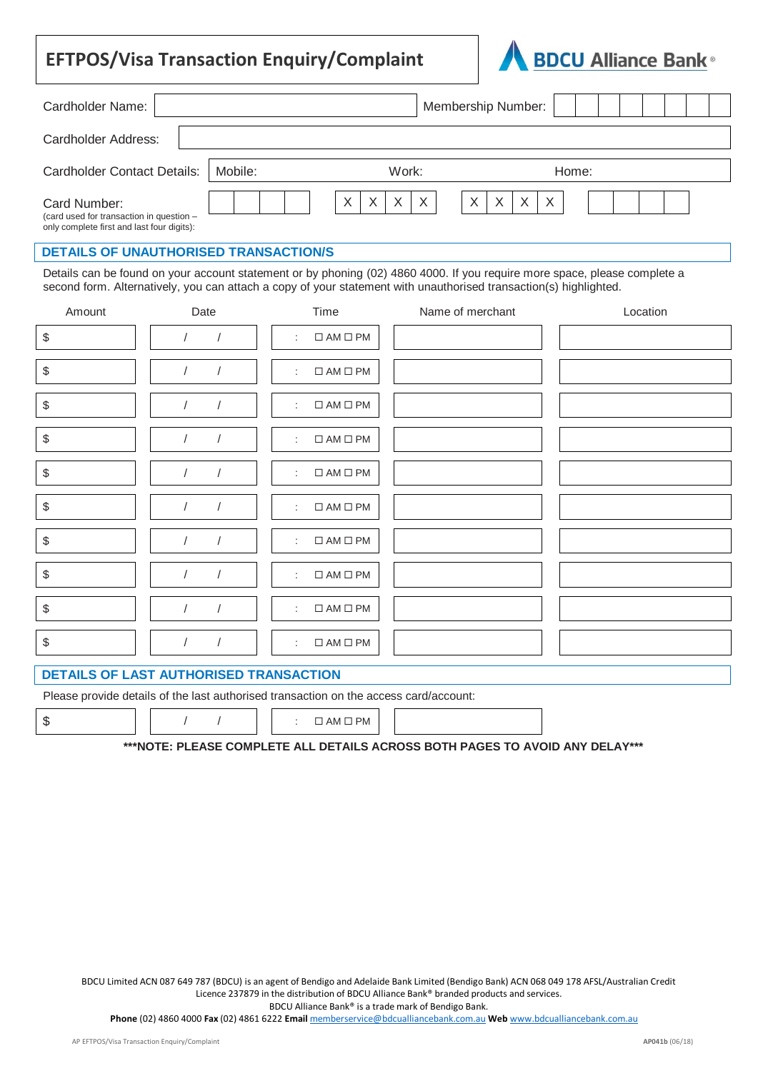# EFTPOS/Visa Transaction Enquiry/Complaint

BDCU Alliance Bank®

| | | | |
|---|---|---|---|
| Cardholder Name: | | Membership Number: | |
| Cardholder Address: | | | |
| Cardholder Contact Details: | Mobile: | Work: | Home: |

Card Number:
(card used for transaction in question – only complete first and last four digits):

| | | | | | | | | | | | | | | | |
|---|---|---|---|---|---|---|---|---|---|---|---|---|---|---|---|
| | | | | X | X | X | X | X | X | X | X | | | | |

## DETAILS OF UNAUTHORISED TRANSACTION/S

Details can be found on your account statement or by phoning (02) 4860 4000. If you require more space, please complete a second form. Alternatively, you can attach a copy of your statement with unauthorised transaction(s) highlighted.

| Amount | Date | Time | Name of merchant | Location |
|---|---|---|---|---|
| $ | / / | : ☐ AM ☐ PM | | |
| $ | / / | : ☐ AM ☐ PM | | |
| $ | / / | : ☐ AM ☐ PM | | |
| $ | / / | : ☐ AM ☐ PM | | |
| $ | / / | : ☐ AM ☐ PM | | |
| $ | / / | : ☐ AM ☐ PM | | |
| $ | / / | : ☐ AM ☐ PM | | |
| $ | / / | : ☐ AM ☐ PM | | |
| $ | / / | : ☐ AM ☐ PM | | |
| $ | / / | : ☐ AM ☐ PM | | |

## DETAILS OF LAST AUTHORISED TRANSACTION

Please provide details of the last authorised transaction on the access card/account:

| Amount | Date | Time | Name of merchant |
|---|---|---|---|
| $ | / / | : ☐ AM ☐ PM | |

**\*\*\*NOTE: PLEASE COMPLETE ALL DETAILS ACROSS BOTH PAGES TO AVOID ANY DELAY\*\*\***

BDCU Limited ACN 087 649 787 (BDCU) is an agent of Bendigo and Adelaide Bank Limited (Bendigo Bank) ACN 068 049 178 AFSL/Australian Credit Licence 237879 in the distribution of BDCU Alliance Bank® branded products and services.
BDCU Alliance Bank® is a trade mark of Bendigo Bank.
**Phone** (02) 4860 4000 **Fax** (02) 4861 6222 **Email** memberservice@bdcualliancebank.com.au **Web** www.bdcualliancebank.com.au

AP EFTPOS/Visa Transaction Enquiry/Complaint **AP041b** (06/18)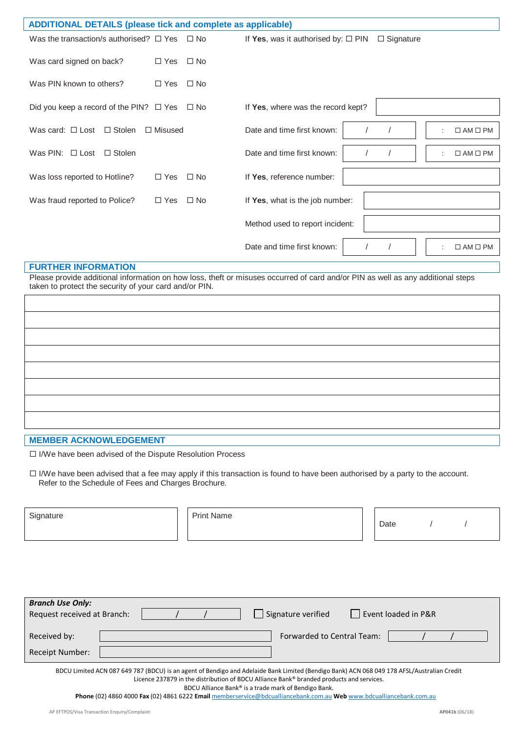## ADDITIONAL DETAILS (please tick and complete as applicable)

| | |
|---|---|
| Was the transaction/s authorised? ☐ Yes ☐ No | If **Yes**, was it authorised by: ☐ PIN ☐ Signature |
| Was card signed on back? ☐ Yes ☐ No | |
| Was PIN known to others? ☐ Yes ☐ No | |
| Did you keep a record of the PIN? ☐ Yes ☐ No | If **Yes**, where was the record kept? |
| Was card: ☐ Lost ☐ Stolen ☐ Misused | Date and time first known: / / : ☐ AM ☐ PM |
| Was PIN: ☐ Lost ☐ Stolen | Date and time first known: / / : ☐ AM ☐ PM |
| Was loss reported to Hotline? ☐ Yes ☐ No | If **Yes**, reference number: |
| Was fraud reported to Police? ☐ Yes ☐ No | If **Yes**, what is the job number: |
| | Method used to report incident: |
| | Date and time first known: / / : ☐ AM ☐ PM |

## FURTHER INFORMATION

Please provide additional information on how loss, theft or misuses occurred of card and/or PIN as well as any additional steps taken to protect the security of your card and/or PIN.

## MEMBER ACKNOWLEDGEMENT

☐ I/We have been advised of the Dispute Resolution Process

☐ I/We have been advised that a fee may apply if this transaction is found to have been authorised by a party to the account. Refer to the Schedule of Fees and Charges Brochure.

| Signature | Print Name | Date / / |
|---|---|---|
| | | |

***Branch Use Only:***

| | | | |
|---|---|---|---|
| Request received at Branch: / / | ☐ Signature verified | ☐ Event loaded in P&R | |
| Received by: | | Forwarded to Central Team: / / | |
| Receipt Number: | | | |

BDCU Limited ACN 087 649 787 (BDCU) is an agent of Bendigo and Adelaide Bank Limited (Bendigo Bank) ACN 068 049 178 AFSL/Australian Credit Licence 237879 in the distribution of BDCU Alliance Bank® branded products and services.
BDCU Alliance Bank® is a trade mark of Bendigo Bank.
**Phone** (02) 4860 4000 **Fax** (02) 4861 6222 **Email** memberservice@bdcualliancebank.com.au **Web** www.bdcualliancebank.com.au

AP EFTPOS/Visa Transaction Enquiry/Complaint

**AP041b** (06/18)